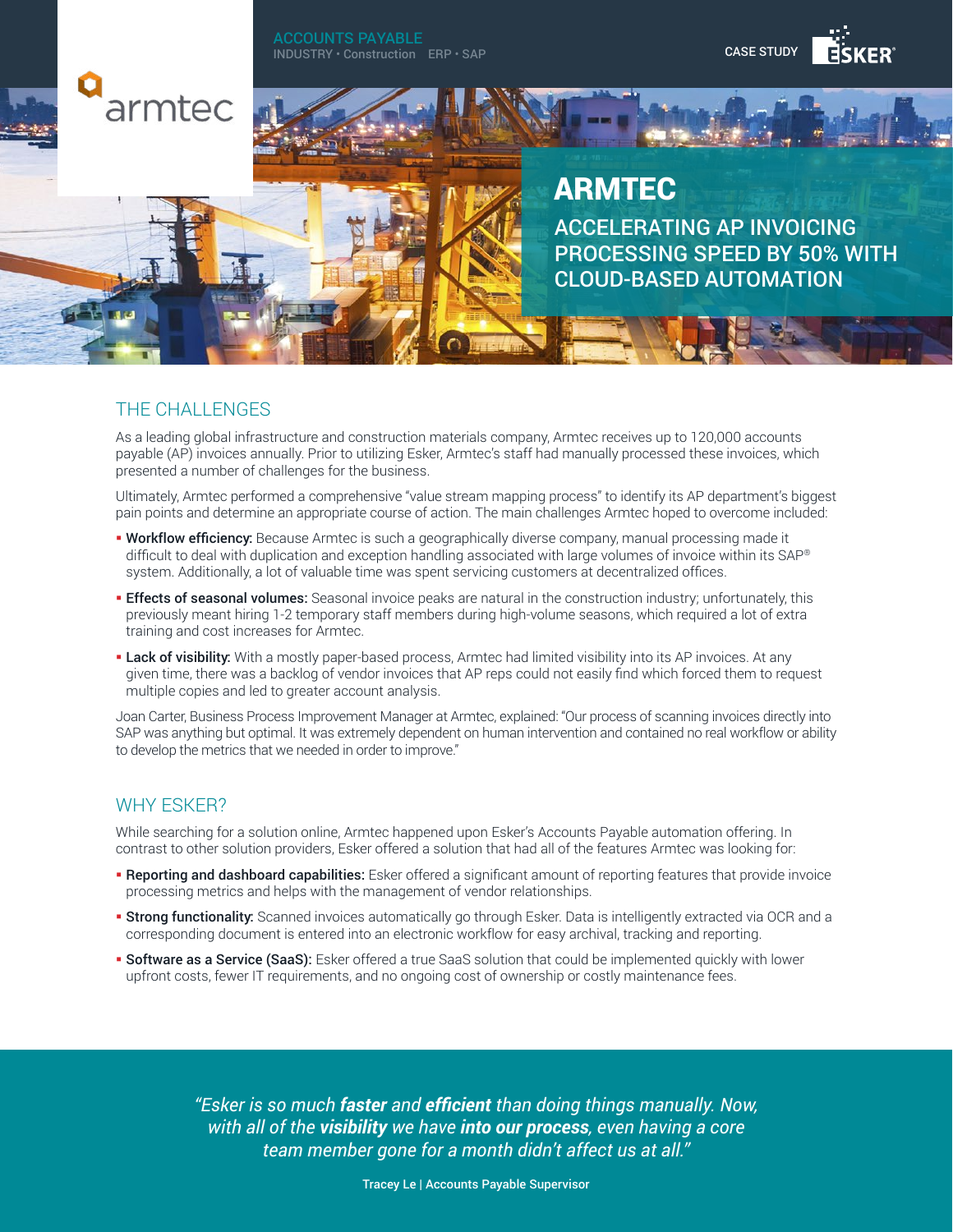ACCOUNTS PAYABLE
INDUSTRY • Construction ERP • SAP

CASE STUDY

# ARMTEC

## ACCELERATING AP INVOICING PROCESSING SPEED BY 50% WITH CLOUD-BASED AUTOMATION

## THE CHALLENGES

As a leading global infrastructure and construction materials company, Armtec receives up to 120,000 accounts payable (AP) invoices annually. Prior to utilizing Esker, Armtec's staff had manually processed these invoices, which presented a number of challenges for the business.

Ultimately, Armtec performed a comprehensive "value stream mapping process" to identify its AP department's biggest pain points and determine an appropriate course of action. The main challenges Armtec hoped to overcome included:

- **Workflow efficiency:** Because Armtec is such a geographically diverse company, manual processing made it difficult to deal with duplication and exception handling associated with large volumes of invoice within its SAP® system. Additionally, a lot of valuable time was spent servicing customers at decentralized offices.
- **Effects of seasonal volumes:** Seasonal invoice peaks are natural in the construction industry; unfortunately, this previously meant hiring 1-2 temporary staff members during high-volume seasons, which required a lot of extra training and cost increases for Armtec.
- **Lack of visibility:** With a mostly paper-based process, Armtec had limited visibility into its AP invoices. At any given time, there was a backlog of vendor invoices that AP reps could not easily find which forced them to request multiple copies and led to greater account analysis.

Joan Carter, Business Process Improvement Manager at Armtec, explained: "Our process of scanning invoices directly into SAP was anything but optimal. It was extremely dependent on human intervention and contained no real workflow or ability to develop the metrics that we needed in order to improve."

## WHY ESKER?

While searching for a solution online, Armtec happened upon Esker's Accounts Payable automation offering. In contrast to other solution providers, Esker offered a solution that had all of the features Armtec was looking for:

- **Reporting and dashboard capabilities:** Esker offered a significant amount of reporting features that provide invoice processing metrics and helps with the management of vendor relationships.
- **Strong functionality:** Scanned invoices automatically go through Esker. Data is intelligently extracted via OCR and a corresponding document is entered into an electronic workflow for easy archival, tracking and reporting.
- **Software as a Service (SaaS):** Esker offered a true SaaS solution that could be implemented quickly with lower upfront costs, fewer IT requirements, and no ongoing cost of ownership or costly maintenance fees.

> *"Esker is so much **faster** and **efficient** than doing things manually. Now, with all of the **visibility** we have **into our process**, even having a core team member gone for a month didn't affect us at all."*
>
> **Tracey Le | Accounts Payable Supervisor**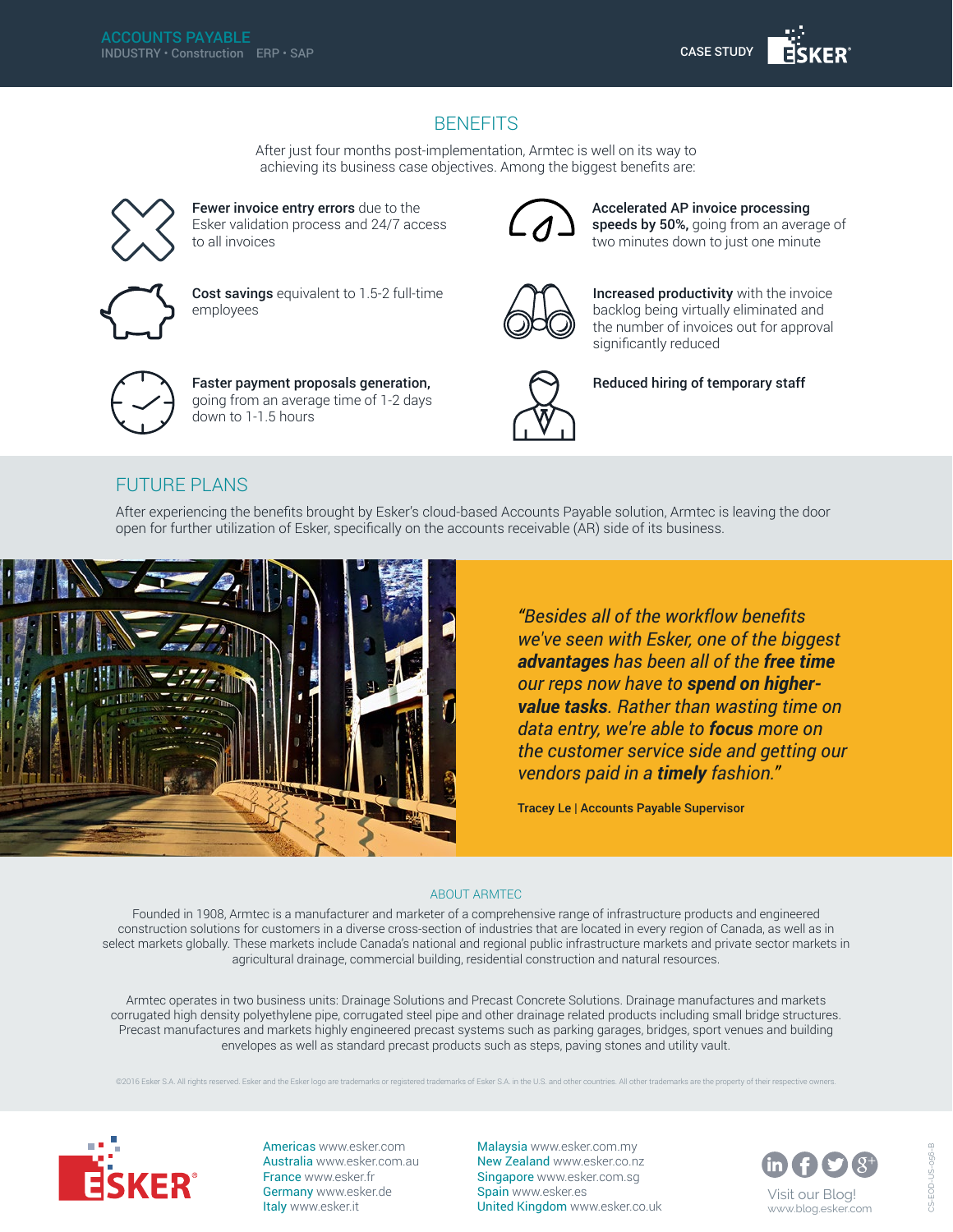ACCOUNTS PAYABLE
INDUSTRY • Construction ERP • SAP

CASE STUDY

## BENEFITS

After just four months post-implementation, Armtec is well on its way to achieving its business case objectives. Among the biggest benefits are:

**Fewer invoice entry errors** due to the Esker validation process and 24/7 access to all invoices

**Accelerated AP invoice processing speeds by 50%,** going from an average of two minutes down to just one minute

**Cost savings** equivalent to 1.5-2 full-time employees

**Increased productivity** with the invoice backlog being virtually eliminated and the number of invoices out for approval significantly reduced

**Faster payment proposals generation,** going from an average time of 1-2 days down to 1-1.5 hours

**Reduced hiring of temporary staff**

## FUTURE PLANS

After experiencing the benefits brought by Esker's cloud-based Accounts Payable solution, Armtec is leaving the door open for further utilization of Esker, specifically on the accounts receivable (AR) side of its business.

*"Besides all of the workflow benefits we've seen with Esker, one of the biggest* ***advantages*** *has been all of the* ***free time*** *our reps now have to* ***spend on higher-value tasks****. Rather than wasting time on data entry, we're able to* ***focus*** *more on the customer service side and getting our vendors paid in a* ***timely*** *fashion."*

**Tracey Le | Accounts Payable Supervisor**

## ABOUT ARMTEC

Founded in 1908, Armtec is a manufacturer and marketer of a comprehensive range of infrastructure products and engineered construction solutions for customers in a diverse cross-section of industries that are located in every region of Canada, as well as in select markets globally. These markets include Canada's national and regional public infrastructure markets and private sector markets in agricultural drainage, commercial building, residential construction and natural resources.

Armtec operates in two business units: Drainage Solutions and Precast Concrete Solutions. Drainage manufactures and markets corrugated high density polyethylene pipe, corrugated steel pipe and other drainage related products including small bridge structures. Precast manufactures and markets highly engineered precast systems such as parking garages, bridges, sport venues and building envelopes as well as standard precast products such as steps, paving stones and utility vault.

©2016 Esker S.A. All rights reserved. Esker and the Esker logo are trademarks or registered trademarks of Esker S.A. in the U.S. and other countries. All other trademarks are the property of their respective owners.

Americas www.esker.com
Australia www.esker.com.au
France www.esker.fr
Germany www.esker.de
Italy www.esker.it

Malaysia www.esker.com.my
New Zealand www.esker.co.nz
Singapore www.esker.com.sg
Spain www.esker.es
United Kingdom www.esker.co.uk

Visit our Blog!
www.blog.esker.com

CS-EOD-US-056-B